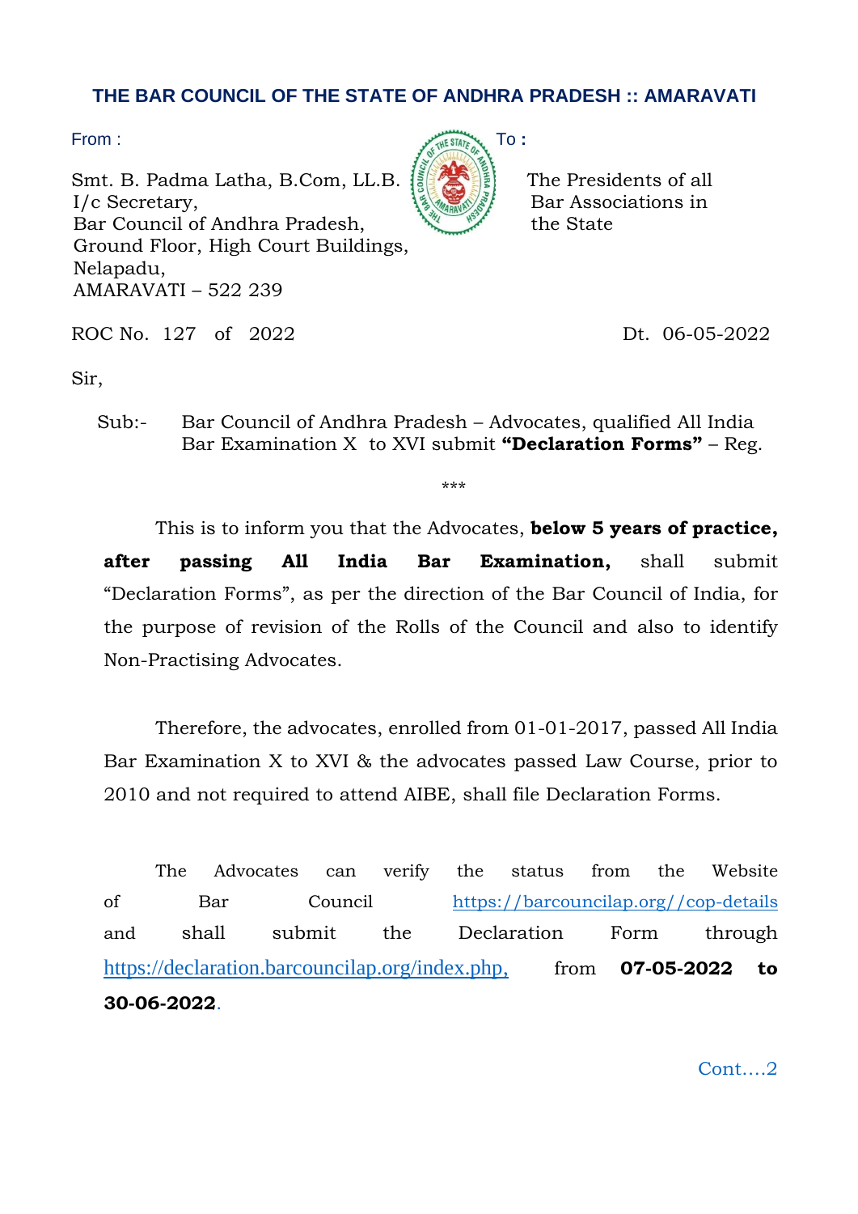# THE BAR COUNCIL OF THE STATE OF ANDHRA PRADESH :: AMARAVATI

From :

Smt. B. Padma Latha, B.Com, LL.B.
I/c Secretary,
Bar Council of Andhra Pradesh,
Ground Floor, High Court Buildings,
Nelapadu,
AMARAVATI – 522 239

To :

The Presidents of all
Bar Associations in
the State

ROC No. 127 of 2022 Dt. 06-05-2022

Sir,

Sub:- Bar Council of Andhra Pradesh – Advocates, qualified All India Bar Examination X to XVI submit **"Declaration Forms"** – Reg.

\*\*\*

This is to inform you that the Advocates, **below 5 years of practice, after passing All India Bar Examination,** shall submit "Declaration Forms", as per the direction of the Bar Council of India, for the purpose of revision of the Rolls of the Council and also to identify Non-Practising Advocates.

Therefore, the advocates, enrolled from 01-01-2017, passed All India Bar Examination X to XVI & the advocates passed Law Course, prior to 2010 and not required to attend AIBE, shall file Declaration Forms.

The Advocates can verify the status from the Website of Bar Council https://barcouncilap.org//cop-details and shall submit the Declaration Form through https://declaration.barcouncilap.org/index.php, from **07-05-2022 to 30-06-2022**.

Cont….2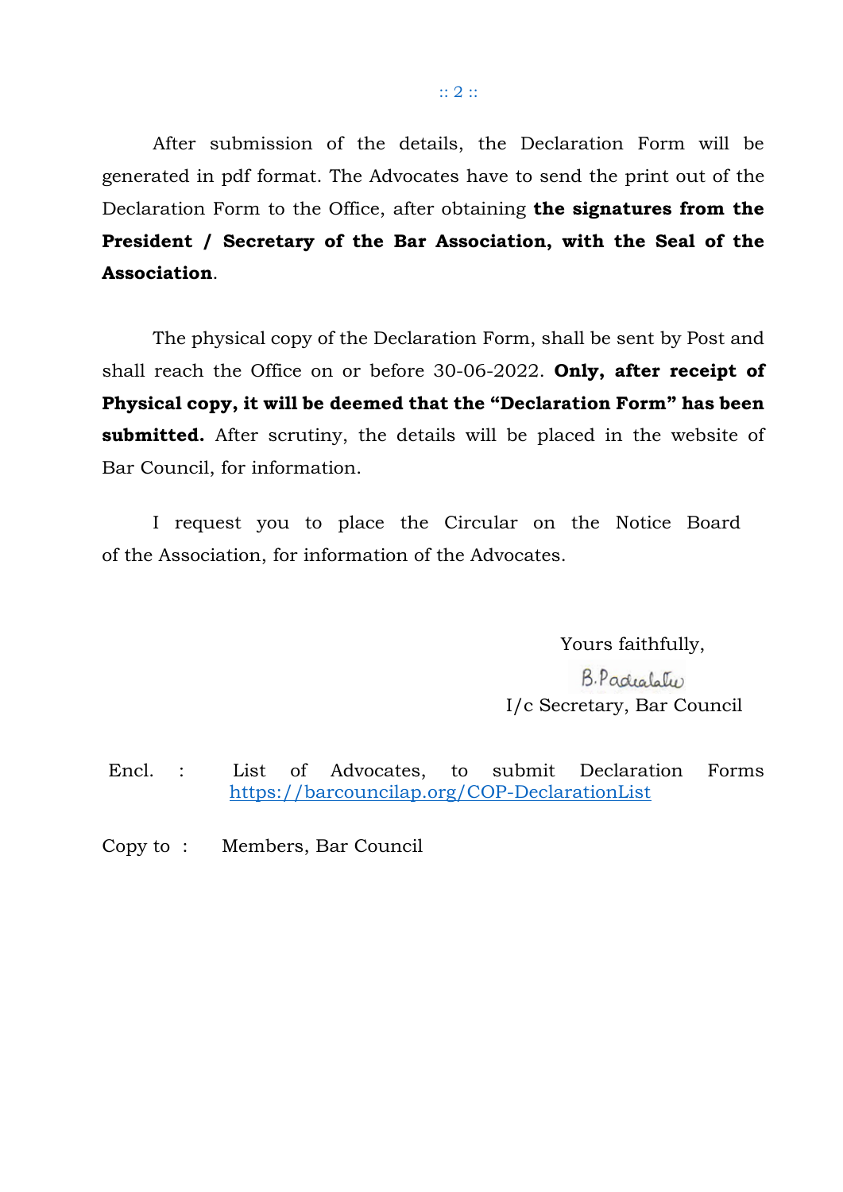After submission of the details, the Declaration Form will be generated in pdf format. The Advocates have to send the print out of the Declaration Form to the Office, after obtaining **the signatures from the President / Secretary of the Bar Association, with the Seal of the Association**.

The physical copy of the Declaration Form, shall be sent by Post and shall reach the Office on or before 30-06-2022. **Only, after receipt of Physical copy, it will be deemed that the "Declaration Form" has been submitted.** After scrutiny, the details will be placed in the website of Bar Council, for information.

I request you to place the Circular on the Notice Board of the Association, for information of the Advocates.

Yours faithfully,

B.Padmalatha

I/c Secretary, Bar Council

Encl. : List of Advocates, to submit Declaration Forms https://barcouncilap.org/COP-DeclarationList

Copy to : Members, Bar Council